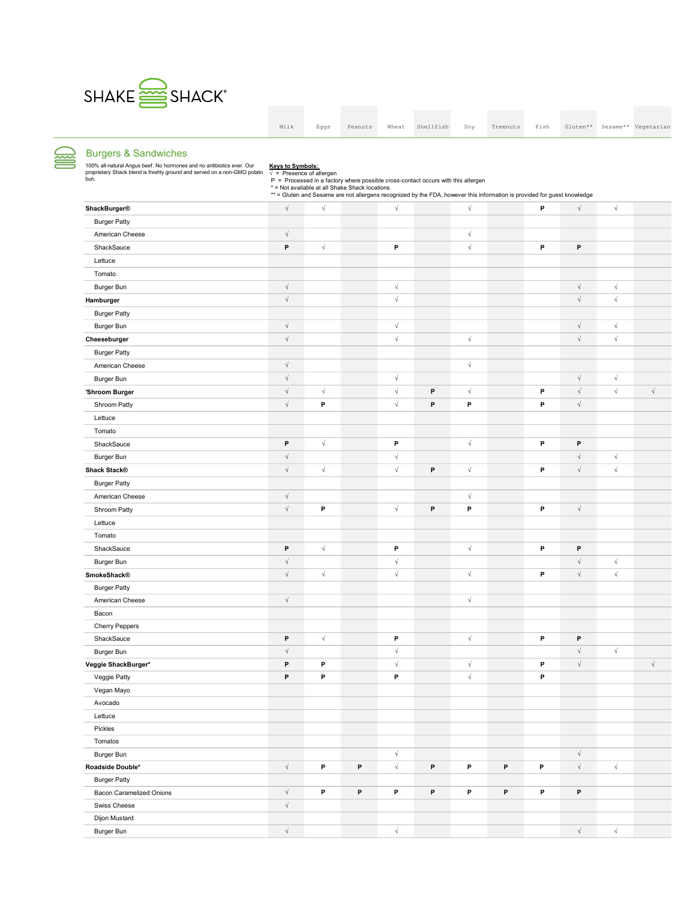# SHAKE SHACK®

## Burgers & Sandwiches

100% all-natural Angus beef. No hormones and no antibiotics ever. Our proprietary Shack blend is freshly ground and served on a non-GMO potato bun.

**Keys to Symbols:**
√ = Presence of allergen
P = Processed in a factory where possible cross-contact occurs with this allergen
* = Not available at all Shake Shack locations
** = Gluten and Sesame are not allergens recognized by the FDA, however this information is provided for guest knowledge

| | Milk | Eggs | Peanuts | Wheat | Shellfish | Soy | Treenuts | Fish | Gluten** | Sesame** | Vegetarian |
|---|---|---|---|---|---|---|---|---|---|---|---|
| **ShackBurger®** | √ | √ | | √ | | √ | | P | √ | √ | |
| Burger Patty | | | | | | | | | | | |
| American Cheese | √ | | | | | √ | | | | | |
| ShackSauce | P | √ | | P | | √ | | P | P | | |
| Lettuce | | | | | | | | | | | |
| Tomato | | | | | | | | | | | |
| Burger Bun | √ | | | √ | | | | | √ | √ | |
| **Hamburger** | √ | | | √ | | | | | √ | √ | |
| Burger Patty | | | | | | | | | | | |
| Burger Bun | √ | | | √ | | | | | √ | √ | |
| **Cheeseburger** | √ | | | √ | | √ | | | √ | √ | |
| Burger Patty | | | | | | | | | | | |
| American Cheese | √ | | | | | √ | | | | | |
| Burger Bun | √ | | | √ | | | | | √ | √ | |
| **'Shroom Burger** | √ | √ | | √ | P | √ | | P | √ | √ | √ |
| Shroom Patty | √ | P | | √ | P | P | | P | √ | | |
| Lettuce | | | | | | | | | | | |
| Tomato | | | | | | | | | | | |
| ShackSauce | P | √ | | P | | √ | | P | P | | |
| Burger Bun | √ | | | √ | | | | | √ | √ | |
| **Shack Stack®** | √ | √ | | √ | P | √ | | P | √ | √ | |
| Burger Patty | | | | | | | | | | | |
| American Cheese | √ | | | | | √ | | | | | |
| Shroom Patty | √ | P | | √ | P | P | | P | √ | | |
| Lettuce | | | | | | | | | | | |
| Tomato | | | | | | | | | | | |
| ShackSauce | P | √ | | P | | √ | | P | P | | |
| Burger Bun | √ | | | √ | | | | | √ | √ | |
| **SmokeShack®** | √ | √ | | √ | | √ | | P | √ | √ | |
| Burger Patty | | | | | | | | | | | |
| American Cheese | √ | | | | | √ | | | | | |
| Bacon | | | | | | | | | | | |
| Cherry Peppers | | | | | | | | | | | |
| ShackSauce | P | √ | | P | | √ | | P | P | | |
| Burger Bun | √ | | | √ | | | | | √ | √ | |
| **Veggie ShackBurger*** | P | P | | √ | | √ | | P | √ | | √ |
| Veggie Patty | P | P | | P | | √ | | P | | | |
| Vegan Mayo | | | | | | | | | | | |
| Avocado | | | | | | | | | | | |
| Lettuce | | | | | | | | | | | |
| Pickles | | | | | | | | | | | |
| Tomatos | | | | | | | | | | | |
| Burger Bun | | | | √ | | | | | √ | | |
| **Roadside Double*** | √ | P | P | √ | P | P | P | P | √ | √ | |
| Burger Patty | | | | | | | | | | | |
| Bacon Caramelized Onions | √ | P | P | P | P | P | P | P | P | | |
| Swiss Cheese | √ | | | | | | | | | | |
| Dijon Mustard | | | | | | | | | | | |
| Burger Bun | √ | | | √ | | | | | √ | √ | |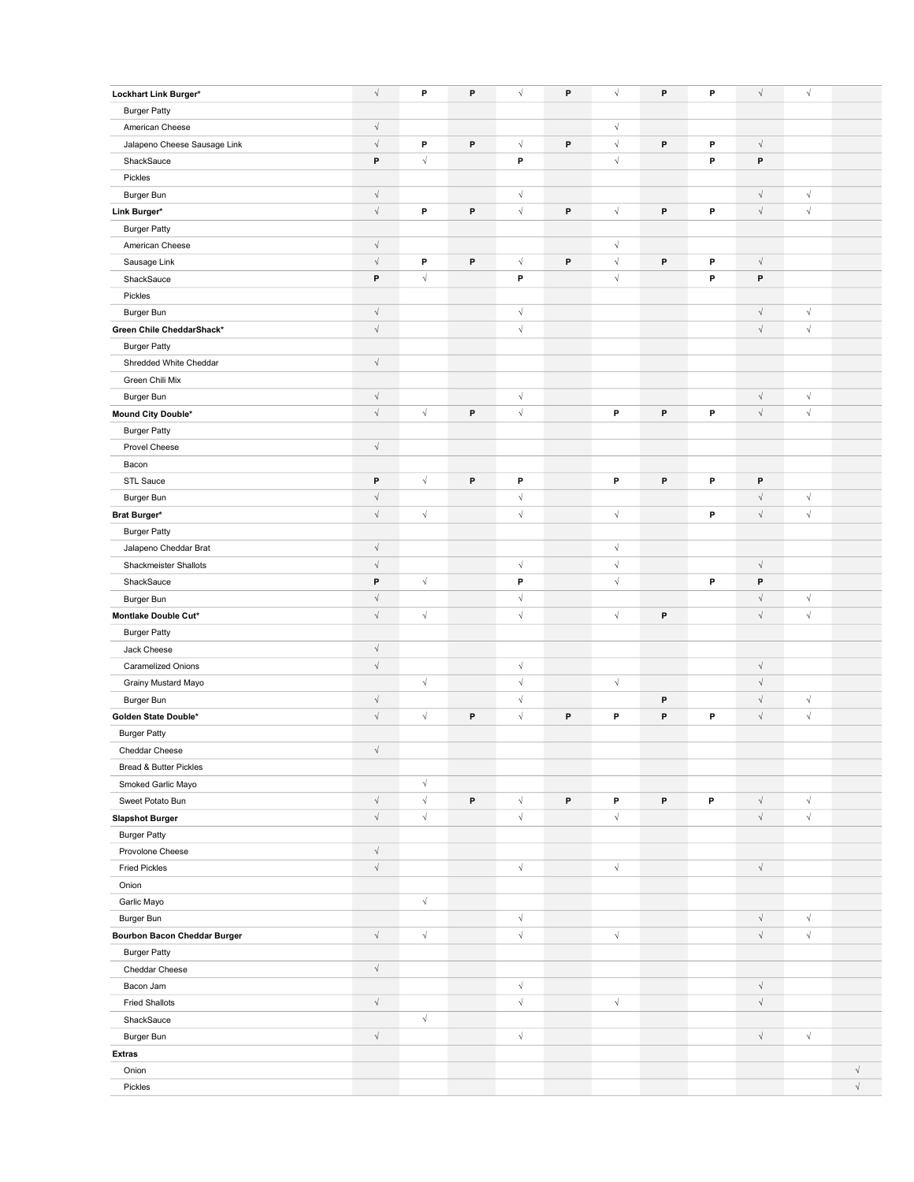| | | | | | | | | | | | |
|---|---|---|---|---|---|---|---|---|---|---|---|
| **Lockhart Link Burger*** | √ | P | P | √ | P | √ | P | P | √ | √ | |
| Burger Patty | | | | | | | | | | | |
| American Cheese | √ | | | | | √ | | | | | |
| Jalapeno Cheese Sausage Link | √ | P | P | √ | P | √ | P | P | √ | | |
| ShackSauce | P | √ | | P | | √ | | P | P | | |
| Pickles | | | | | | | | | | | |
| Burger Bun | √ | | | √ | | | | | √ | √ | |
| **Link Burger*** | √ | P | P | √ | P | √ | P | P | √ | √ | |
| Burger Patty | | | | | | | | | | | |
| American Cheese | √ | | | | | √ | | | | | |
| Sausage Link | √ | P | P | √ | P | √ | P | P | √ | | |
| ShackSauce | P | √ | | P | | √ | | P | P | | |
| Pickles | | | | | | | | | | | |
| Burger Bun | √ | | | √ | | | | | √ | √ | |
| **Green Chile CheddarShack*** | √ | | | √ | | | | | √ | √ | |
| Burger Patty | | | | | | | | | | | |
| Shredded White Cheddar | √ | | | | | | | | | | |
| Green Chili Mix | | | | | | | | | | | |
| Burger Bun | √ | | | √ | | | | | √ | √ | |
| **Mound City Double*** | √ | √ | P | √ | | P | P | P | √ | √ | |
| Burger Patty | | | | | | | | | | | |
| Provel Cheese | √ | | | | | | | | | | |
| Bacon | | | | | | | | | | | |
| STL Sauce | P | √ | P | P | | P | P | P | P | | |
| Burger Bun | √ | | | √ | | | | | √ | √ | |
| **Brat Burger*** | √ | √ | | √ | | √ | | P | √ | √ | |
| Burger Patty | | | | | | | | | | | |
| Jalapeno Cheddar Brat | √ | | | | | √ | | | | | |
| Shackmeister Shallots | √ | | | √ | | √ | | | √ | | |
| ShackSauce | P | √ | | P | | √ | | P | P | | |
| Burger Bun | √ | | | √ | | | | | √ | √ | |
| **Montlake Double Cut*** | √ | √ | | √ | | √ | P | | √ | √ | |
| Burger Patty | | | | | | | | | | | |
| Jack Cheese | √ | | | | | | | | | | |
| Caramelized Onions | √ | | | √ | | | | | √ | | |
| Grainy Mustard Mayo | | √ | | √ | | √ | | | √ | | |
| Burger Bun | √ | | | √ | | | P | | √ | √ | |
| **Golden State Double*** | √ | √ | P | √ | P | P | P | P | √ | √ | |
| Burger Patty | | | | | | | | | | | |
| Cheddar Cheese | √ | | | | | | | | | | |
| Bread & Butter Pickles | | | | | | | | | | | |
| Smoked Garlic Mayo | | √ | | | | | | | | | |
| Sweet Potato Bun | √ | √ | P | √ | P | P | P | P | √ | √ | |
| **Slapshot Burger** | √ | √ | | √ | | √ | | | √ | √ | |
| Burger Patty | | | | | | | | | | | |
| Provolone Cheese | √ | | | | | | | | | | |
| Fried Pickles | √ | | | √ | | √ | | | √ | | |
| Onion | | | | | | | | | | | |
| Garlic Mayo | | √ | | | | | | | | | |
| Burger Bun | | | | √ | | | | | √ | √ | |
| **Bourbon Bacon Cheddar Burger** | √ | √ | | √ | | √ | | | √ | √ | |
| Burger Patty | | | | | | | | | | | |
| Cheddar Cheese | √ | | | | | | | | | | |
| Bacon Jam | | | | √ | | | | | √ | | |
| Fried Shallots | √ | | | √ | | √ | | | √ | | |
| ShackSauce | | √ | | | | | | | | | |
| Burger Bun | √ | | | √ | | | | | √ | √ | |
| **Extras** | | | | | | | | | | | |
| Onion | | | | | | | | | | | √ |
| Pickles | | | | | | | | | | | √ |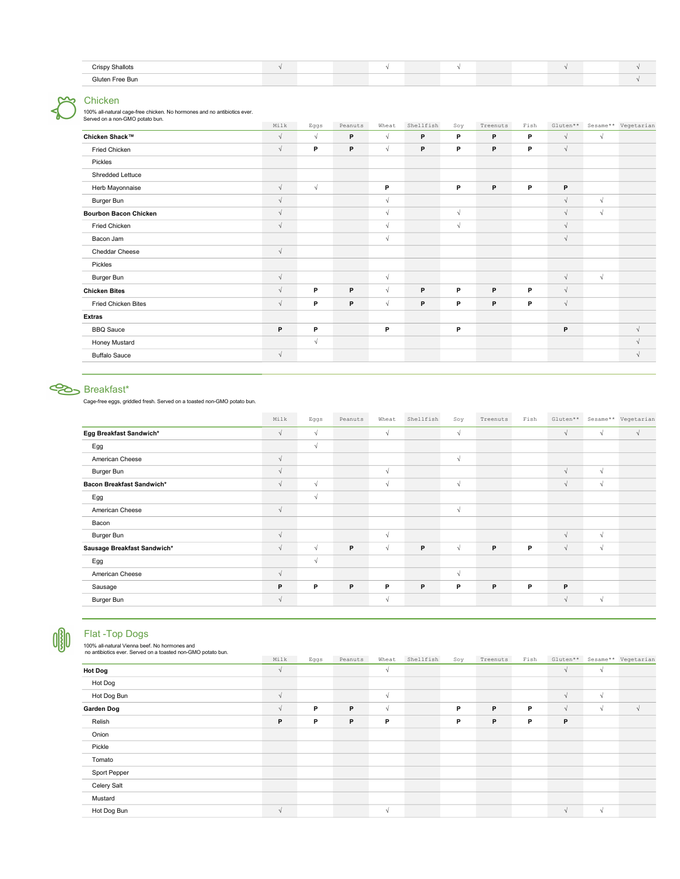| | Milk | Eggs | Peanuts | Wheat | Shellfish | Soy | Treenuts | Fish | Gluten** | Sesame** | Vegetarian |
|---|---|---|---|---|---|---|---|---|---|---|---|
| Crispy Shallots | √ | | | √ | | √ | | | √ | | √ |
| Gluten Free Bun | | | | | | | | | | | √ |

## Chicken

100% all-natural cage-free chicken. No hormones and no antibiotics ever.
Served on a non-GMO potato bun.

| | Milk | Eggs | Peanuts | Wheat | Shellfish | Soy | Treenuts | Fish | Gluten** | Sesame** | Vegetarian |
|---|---|---|---|---|---|---|---|---|---|---|---|
| **Chicken Shack™** | √ | √ | P | √ | P | P | P | P | √ | √ | |
| Fried Chicken | √ | P | P | √ | P | P | P | P | √ | | |
| Pickles | | | | | | | | | | | |
| Shredded Lettuce | | | | | | | | | | | |
| Herb Mayonnaise | √ | √ | | P | | P | P | P | P | | |
| Burger Bun | √ | | | √ | | | | | √ | √ | |
| **Bourbon Bacon Chicken** | √ | | | √ | | √ | | | √ | √ | |
| Fried Chicken | √ | | | √ | | √ | | | √ | | |
| Bacon Jam | | | | √ | | | | | √ | | |
| Cheddar Cheese | √ | | | | | | | | | | |
| Pickles | | | | | | | | | | | |
| Burger Bun | √ | | | √ | | | | | √ | √ | |
| **Chicken Bites** | √ | P | P | √ | P | P | P | P | √ | | |
| Fried Chicken Bites | √ | P | P | √ | P | P | P | P | √ | | |
| **Extras** | | | | | | | | | | | |
| BBQ Sauce | P | P | | P | | P | | | P | | √ |
| Honey Mustard | | √ | | | | | | | | | √ |
| Buffalo Sauce | √ | | | | | | | | | | √ |

## Breakfast*

Cage-free eggs, griddled fresh. Served on a toasted non-GMO potato bun.

| | Milk | Eggs | Peanuts | Wheat | Shellfish | Soy | Treenuts | Fish | Gluten** | Sesame** | Vegetarian |
|---|---|---|---|---|---|---|---|---|---|---|---|
| **Egg Breakfast Sandwich*** | √ | √ | | √ | | √ | | | √ | √ | √ |
| Egg | | √ | | | | | | | | | |
| American Cheese | √ | | | | | √ | | | | | |
| Burger Bun | √ | | | √ | | | | | √ | √ | |
| **Bacon Breakfast Sandwich*** | √ | √ | | √ | | √ | | | √ | √ | |
| Egg | | √ | | | | | | | | | |
| American Cheese | √ | | | | | √ | | | | | |
| Bacon | | | | | | | | | | | |
| Burger Bun | √ | | | √ | | | | | √ | √ | |
| **Sausage Breakfast Sandwich*** | √ | √ | P | √ | P | √ | P | P | √ | √ | |
| Egg | | √ | | | | | | | | | |
| American Cheese | √ | | | | | √ | | | | | |
| Sausage | P | P | P | P | P | P | P | P | P | | |
| Burger Bun | √ | | | √ | | | | | √ | √ | |

## Flat -Top Dogs

100% all-natural Vienna beef. No hormones and
no antibiotics ever. Served on a toasted non-GMO potato bun.

| | Milk | Eggs | Peanuts | Wheat | Shellfish | Soy | Treenuts | Fish | Gluten** | Sesame** | Vegetarian |
|---|---|---|---|---|---|---|---|---|---|---|---|
| **Hot Dog** | √ | | | √ | | | | | √ | √ | |
| Hot Dog | | | | | | | | | | | |
| Hot Dog Bun | √ | | | √ | | | | | √ | √ | |
| **Garden Dog** | √ | P | P | √ | | P | P | P | √ | √ | √ |
| Relish | P | P | P | P | | P | P | P | P | | |
| Onion | | | | | | | | | | | |
| Pickle | | | | | | | | | | | |
| Tomato | | | | | | | | | | | |
| Sport Pepper | | | | | | | | | | | |
| Celery Salt | | | | | | | | | | | |
| Mustard | | | | | | | | | | | |
| Hot Dog Bun | √ | | | √ | | | | | √ | √ | |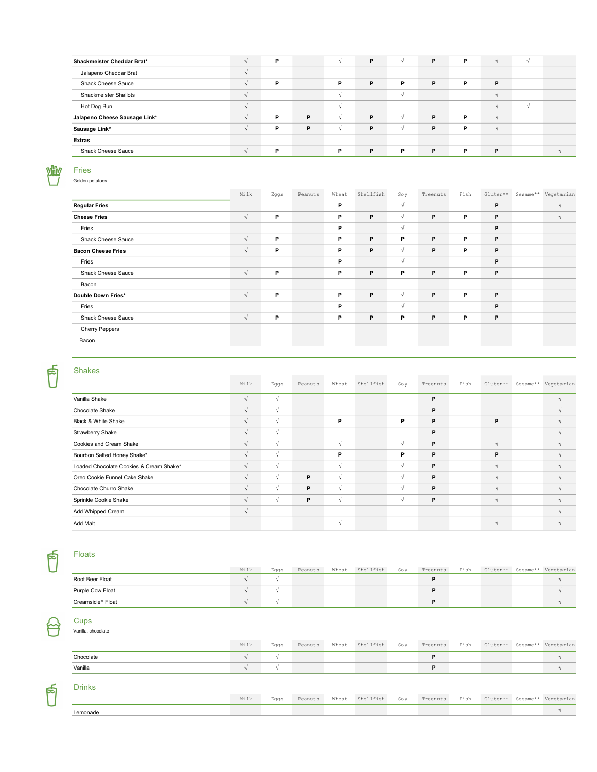| | Milk | Eggs | Peanuts | Wheat | Shellfish | Soy | Treenuts | Fish | Gluten** | Sesame** | Vegetarian |
|---|---|---|---|---|---|---|---|---|---|---|---|
| **Shackmeister Cheddar Brat*** | √ | P | | √ | P | √ | P | P | √ | √ | |
| Jalapeno Cheddar Brat | √ | | | | | | | | | | |
| Shack Cheese Sauce | √ | P | | P | P | P | P | P | P | | |
| Shackmeister Shallots | √ | | | √ | | √ | | | √ | | |
| Hot Dog Bun | √ | | | √ | | | | | √ | √ | |
| **Jalapeno Cheese Sausage Link*** | √ | P | P | √ | P | √ | P | P | √ | | |
| **Sausage Link*** | √ | P | P | √ | P | √ | P | P | √ | | |
| **Extras** | | | | | | | | | | | |
| Shack Cheese Sauce | √ | P | | P | P | P | P | P | P | | √ |

## Fries

Golden potatoes.

| | Milk | Eggs | Peanuts | Wheat | Shellfish | Soy | Treenuts | Fish | Gluten** | Sesame** | Vegetarian |
|---|---|---|---|---|---|---|---|---|---|---|---|
| **Regular Fries** | | | | P | | √ | | | P | | √ |
| **Cheese Fries** | √ | P | | P | P | √ | P | P | P | | √ |
| Fries | | | | P | | √ | | | P | | |
| Shack Cheese Sauce | √ | P | | P | P | P | P | P | P | | |
| **Bacon Cheese Fries** | √ | P | | P | P | √ | P | P | P | | |
| Fries | | | | P | | √ | | | P | | |
| Shack Cheese Sauce | √ | P | | P | P | P | P | P | P | | |
| Bacon | | | | | | | | | | | |
| **Double Down Fries*** | √ | P | | P | P | √ | P | P | P | | |
| Fries | | | | P | | √ | | | P | | |
| Shack Cheese Sauce | √ | P | | P | P | P | P | P | P | | |
| Cherry Peppers | | | | | | | | | | | |
| Bacon | | | | | | | | | | | |

## Shakes

| | Milk | Eggs | Peanuts | Wheat | Shellfish | Soy | Treenuts | Fish | Gluten** | Sesame** | Vegetarian |
|---|---|---|---|---|---|---|---|---|---|---|---|
| Vanilla Shake | √ | √ | | | | | P | | | | √ |
| Chocolate Shake | √ | √ | | | | | P | | | | √ |
| Black & White Shake | √ | √ | | P | | P | P | | P | | √ |
| Strawberry Shake | √ | √ | | | | | P | | | | √ |
| Cookies and Cream Shake | √ | √ | | √ | | √ | P | | √ | | √ |
| Bourbon Salted Honey Shake* | √ | √ | | P | | P | P | | P | | √ |
| Loaded Chocolate Cookies & Cream Shake* | √ | √ | | √ | | √ | P | | √ | | √ |
| Oreo Cookie Funnel Cake Shake | √ | √ | P | √ | | √ | P | | √ | | √ |
| Chocolate Churro Shake | √ | √ | P | √ | | √ | P | | √ | | √ |
| Sprinkle Cookie Shake | √ | √ | P | √ | | √ | P | | √ | | √ |
| Add Whipped Cream | √ | | | | | | | | | | √ |
| Add Malt | | | | √ | | | | | √ | | √ |

## Floats

| | Milk | Eggs | Peanuts | Wheat | Shellfish | Soy | Treenuts | Fish | Gluten** | Sesame** | Vegetarian |
|---|---|---|---|---|---|---|---|---|---|---|---|
| Root Beer Float | √ | √ | | | | | P | | | | √ |
| Purple Cow Float | √ | √ | | | | | P | | | | √ |
| Creamsicle® Float | √ | √ | | | | | P | | | | √ |

## Cups

Vanilla, chocolate

| | Milk | Eggs | Peanuts | Wheat | Shellfish | Soy | Treenuts | Fish | Gluten** | Sesame** | Vegetarian |
|---|---|---|---|---|---|---|---|---|---|---|---|
| Chocolate | √ | √ | | | | | P | | | | √ |
| Vanilla | √ | √ | | | | | P | | | | √ |

## Drinks

| | Milk | Eggs | Peanuts | Wheat | Shellfish | Soy | Treenuts | Fish | Gluten** | Sesame** | Vegetarian |
|---|---|---|---|---|---|---|---|---|---|---|---|
| Lemonade | | | | | | | | | | | √ |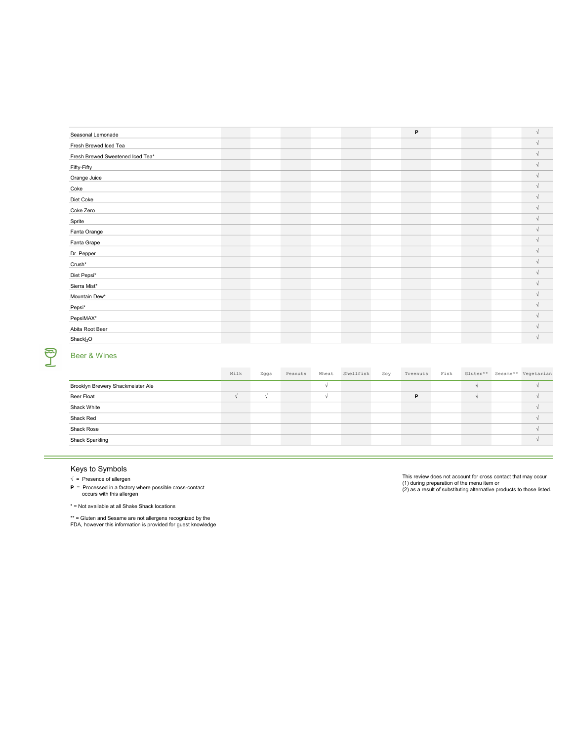| | Milk | Eggs | Peanuts | Wheat | Shellfish | Soy | Treenuts | Fish | Gluten** | Sesame** | Vegetarian |
|---|---|---|---|---|---|---|---|---|---|---|---|
| Seasonal Lemonade | | | | | | | P | | | | √ |
| Fresh Brewed Iced Tea | | | | | | | | | | | √ |
| Fresh Brewed Sweetened Iced Tea* | | | | | | | | | | | √ |
| Fifty-Fifty | | | | | | | | | | | √ |
| Orange Juice | | | | | | | | | | | √ |
| Coke | | | | | | | | | | | √ |
| Diet Coke | | | | | | | | | | | √ |
| Coke Zero | | | | | | | | | | | √ |
| Sprite | | | | | | | | | | | √ |
| Fanta Orange | | | | | | | | | | | √ |
| Fanta Grape | | | | | | | | | | | √ |
| Dr. Pepper | | | | | | | | | | | √ |
| Crush* | | | | | | | | | | | √ |
| Diet Pepsi* | | | | | | | | | | | √ |
| Sierra Mist* | | | | | | | | | | | √ |
| Mountain Dew* | | | | | | | | | | | √ |
| Pepsi* | | | | | | | | | | | √ |
| PepsiMAX* | | | | | | | | | | | √ |
| Abita Root Beer | | | | | | | | | | | √ |
| Shack$|_2$O | | | | | | | | | | | √ |

## Beer & Wines

| | Milk | Eggs | Peanuts | Wheat | Shellfish | Soy | Treenuts | Fish | Gluten** | Sesame** | Vegetarian |
|---|---|---|---|---|---|---|---|---|---|---|---|
| Brooklyn Brewery Shackmeister Ale | | | | √ | | | | | √ | | √ |
| Beer Float | √ | √ | | √ | | | P | | √ | | √ |
| Shack White | | | | | | | | | | | √ |
| Shack Red | | | | | | | | | | | √ |
| Shack Rose | | | | | | | | | | | √ |
| Shack Sparkling | | | | | | | | | | | √ |

### Keys to Symbols

√ = Presence of allergen

**P** = Processed in a factory where possible cross-contact occurs with this allergen

* = Not available at all Shake Shack locations

** = Gluten and Sesame are not allergens recognized by the FDA, however this information is provided for guest knowledge

This review does not account for cross contact that may occur
(1) during preparation of the menu item or
(2) as a result of substituting alternative products to those listed.